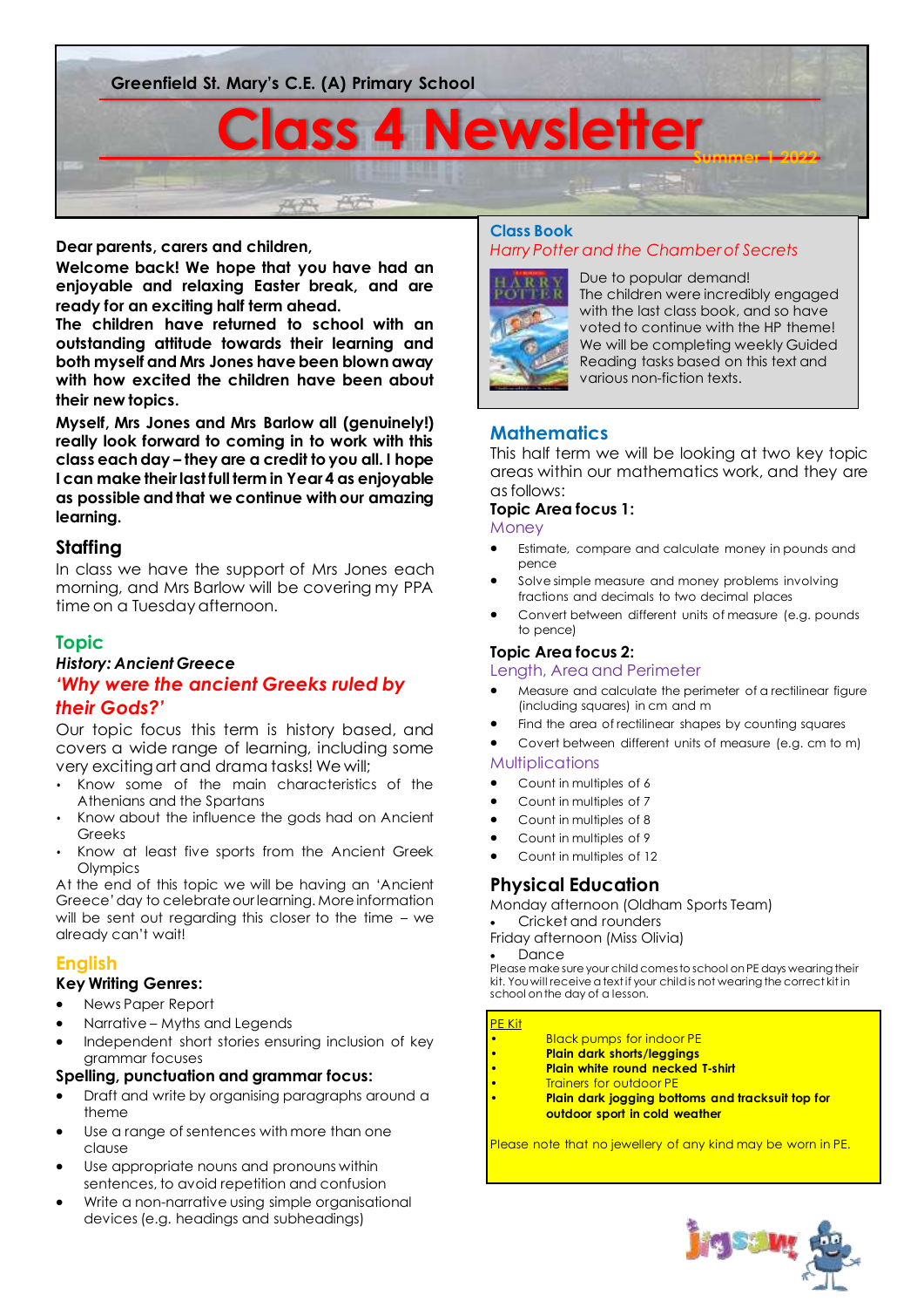Greenfield St. Mary's C.E. (A) Primary School

# Class 4 Newsletter

Summer 1 2022

**Dear parents, carers and children,**

**Welcome back! We hope that you have had an enjoyable and relaxing Easter break, and are ready for an exciting half term ahead.**

**The children have returned to school with an outstanding attitude towards their learning and both myself and Mrs Jones have been blown away with how excited the children have been about their new topics.**

**Myself, Mrs Jones and Mrs Barlow all (genuinely!) really look forward to coming in to work with this class each day – they are a credit to you all. I hope I can make their last full term in Year 4 as enjoyable as possible and that we continue with our amazing learning.**

## Staffing

In class we have the support of Mrs Jones each morning, and Mrs Barlow will be covering my PPA time on a Tuesday afternoon.

## Topic

***History: Ancient Greece***

***'Why were the ancient Greeks ruled by their Gods?'***

Our topic focus this term is history based, and covers a wide range of learning, including some very exciting art and drama tasks! We will;

- Know some of the main characteristics of the Athenians and the Spartans
- Know about the influence the gods had on Ancient Greeks
- Know at least five sports from the Ancient Greek Olympics

At the end of this topic we will be having an 'Ancient Greece' day to celebrate our learning. More information will be sent out regarding this closer to the time – we already can't wait!

## English

**Key Writing Genres:**

- News Paper Report
- Narrative – Myths and Legends
- Independent short stories ensuring inclusion of key grammar focuses

**Spelling, punctuation and grammar focus:**

- Draft and write by organising paragraphs around a theme
- Use a range of sentences with more than one clause
- Use appropriate nouns and pronouns within sentences, to avoid repetition and confusion
- Write a non-narrative using simple organisational devices (e.g. headings and subheadings)

## Class Book

*Harry Potter and the Chamber of Secrets*

Due to popular demand! The children were incredibly engaged with the last class book, and so have voted to continue with the HP theme! We will be completing weekly Guided Reading tasks based on this text and various non-fiction texts.

## Mathematics

This half term we will be looking at two key topic areas within our mathematics work, and they are as follows:

**Topic Area focus 1:**

Money

- Estimate, compare and calculate money in pounds and pence
- Solve simple measure and money problems involving fractions and decimals to two decimal places
- Convert between different units of measure (e.g. pounds to pence)

**Topic Area focus 2:**

Length, Area and Perimeter

- Measure and calculate the perimeter of a rectilinear figure (including squares) in cm and m
- Find the area of rectilinear shapes by counting squares
- Covert between different units of measure (e.g. cm to m)

Multiplications

- Count in multiples of 6
- Count in multiples of 7
- Count in multiples of 8
- Count in multiples of 9
- Count in multiples of 12

## Physical Education

Monday afternoon (Oldham Sports Team)

- Cricket and rounders

Friday afternoon (Miss Olivia)

- Dance

Please make sure your child comes to school on PE days wearing their kit. You will receive a text if your child is not wearing the correct kit in school on the day of a lesson.

PE Kit

- Black pumps for indoor PE
- **Plain dark shorts/leggings**
- **Plain white round necked T-shirt**
- Trainers for outdoor PE
- **Plain dark jogging bottoms and tracksuit top for outdoor sport in cold weather**

Please note that no jewellery of any kind may be worn in PE.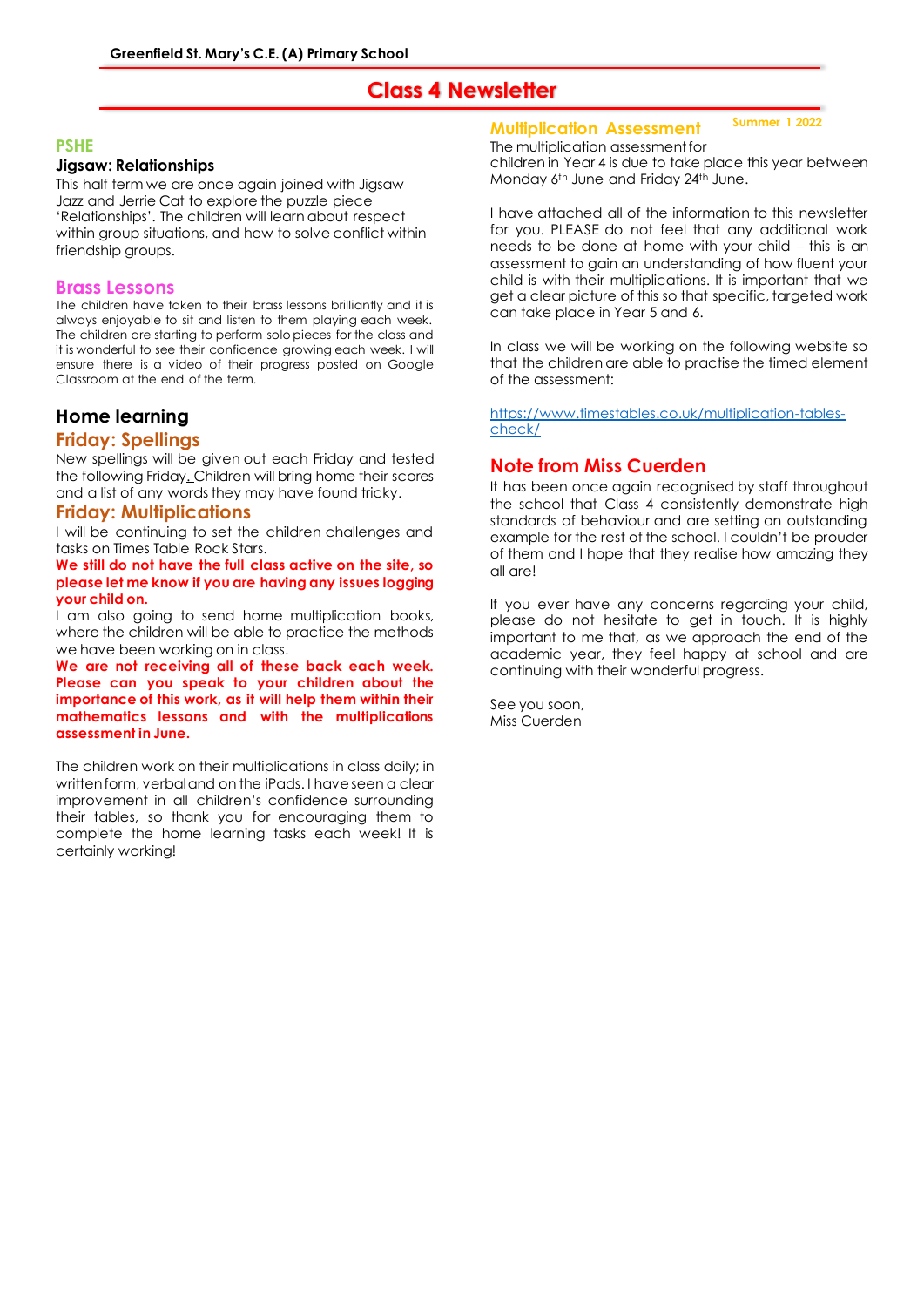Greenfield St. Mary's C.E. (A) Primary School

# Class 4 Newsletter

Summer 1 2022

## PSHE

### Jigsaw: Relationships

This half term we are once again joined with Jigsaw Jazz and Jerrie Cat to explore the puzzle piece 'Relationships'. The children will learn about respect within group situations, and how to solve conflict within friendship groups.

## Brass Lessons

The children have taken to their brass lessons brilliantly and it is always enjoyable to sit and listen to them playing each week. The children are starting to perform solo pieces for the class and it is wonderful to see their confidence growing each week. I will ensure there is a video of their progress posted on Google Classroom at the end of the term.

## Home learning

### Friday: Spellings

New spellings will be given out each Friday and tested the following Friday. Children will bring home their scores and a list of any words they may have found tricky.

### Friday: Multiplications

I will be continuing to set the children challenges and tasks on Times Table Rock Stars.

**We still do not have the full class active on the site, so please let me know if you are having any issues logging your child on.**

I am also going to send home multiplication books, where the children will be able to practice the methods we have been working on in class.

**We are not receiving all of these back each week. Please can you speak to your children about the importance of this work, as it will help them within their mathematics lessons and with the multiplications assessment in June.**

The children work on their multiplications in class daily; in written form, verbal and on the iPads. I have seen a clear improvement in all children's confidence surrounding their tables, so thank you for encouraging them to complete the home learning tasks each week! It is certainly working!

## Multiplication Assessment

The multiplication assessment for children in Year 4 is due to take place this year between Monday 6th June and Friday 24th June.

I have attached all of the information to this newsletter for you. PLEASE do not feel that any additional work needs to be done at home with your child – this is an assessment to gain an understanding of how fluent your child is with their multiplications. It is important that we get a clear picture of this so that specific, targeted work can take place in Year 5 and 6.

In class we will be working on the following website so that the children are able to practise the timed element of the assessment:

https://www.timestables.co.uk/multiplication-tables-check/

## Note from Miss Cuerden

It has been once again recognised by staff throughout the school that Class 4 consistently demonstrate high standards of behaviour and are setting an outstanding example for the rest of the school. I couldn't be prouder of them and I hope that they realise how amazing they all are!

If you ever have any concerns regarding your child, please do not hesitate to get in touch. It is highly important to me that, as we approach the end of the academic year, they feel happy at school and are continuing with their wonderful progress.

See you soon,
Miss Cuerden